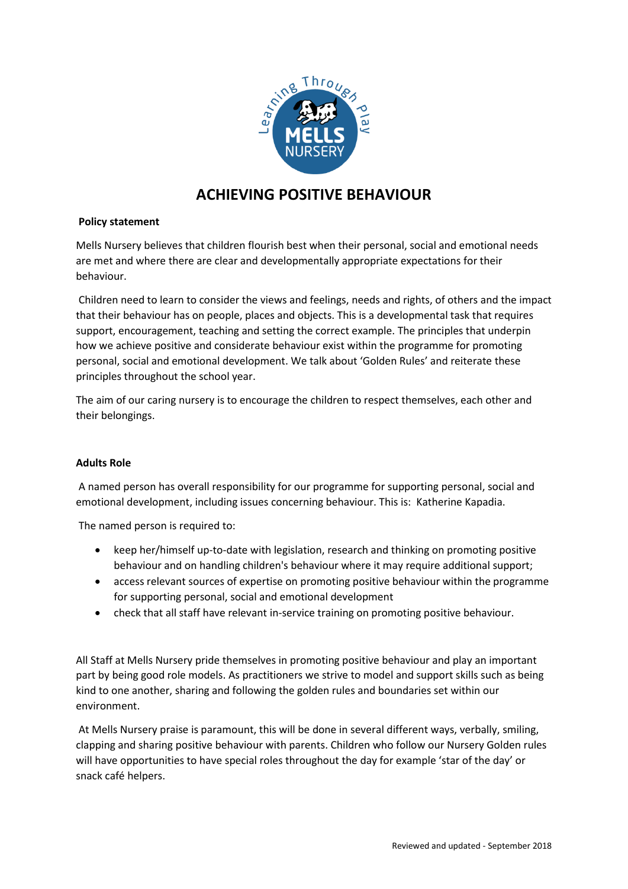# ACHIEVING POSITIVE BEHAVIOUR

**Policy statement**

Mells Nursery believes that children flourish best when their personal, social and emotional needs are met and where there are clear and developmentally appropriate expectations for their behaviour.

Children need to learn to consider the views and feelings, needs and rights, of others and the impact that their behaviour has on people, places and objects. This is a developmental task that requires support, encouragement, teaching and setting the correct example. The principles that underpin how we achieve positive and considerate behaviour exist within the programme for promoting personal, social and emotional development. We talk about 'Golden Rules' and reiterate these principles throughout the school year.

The aim of our caring nursery is to encourage the children to respect themselves, each other and their belongings.

**Adults Role**

A named person has overall responsibility for our programme for supporting personal, social and emotional development, including issues concerning behaviour. This is: Katherine Kapadia.

The named person is required to:

- keep her/himself up-to-date with legislation, research and thinking on promoting positive behaviour and on handling children's behaviour where it may require additional support;
- access relevant sources of expertise on promoting positive behaviour within the programme for supporting personal, social and emotional development
- check that all staff have relevant in-service training on promoting positive behaviour.

All Staff at Mells Nursery pride themselves in promoting positive behaviour and play an important part by being good role models. As practitioners we strive to model and support skills such as being kind to one another, sharing and following the golden rules and boundaries set within our environment.

At Mells Nursery praise is paramount, this will be done in several different ways, verbally, smiling, clapping and sharing positive behaviour with parents. Children who follow our Nursery Golden rules will have opportunities to have special roles throughout the day for example 'star of the day' or snack café helpers.

Reviewed and updated - September 2018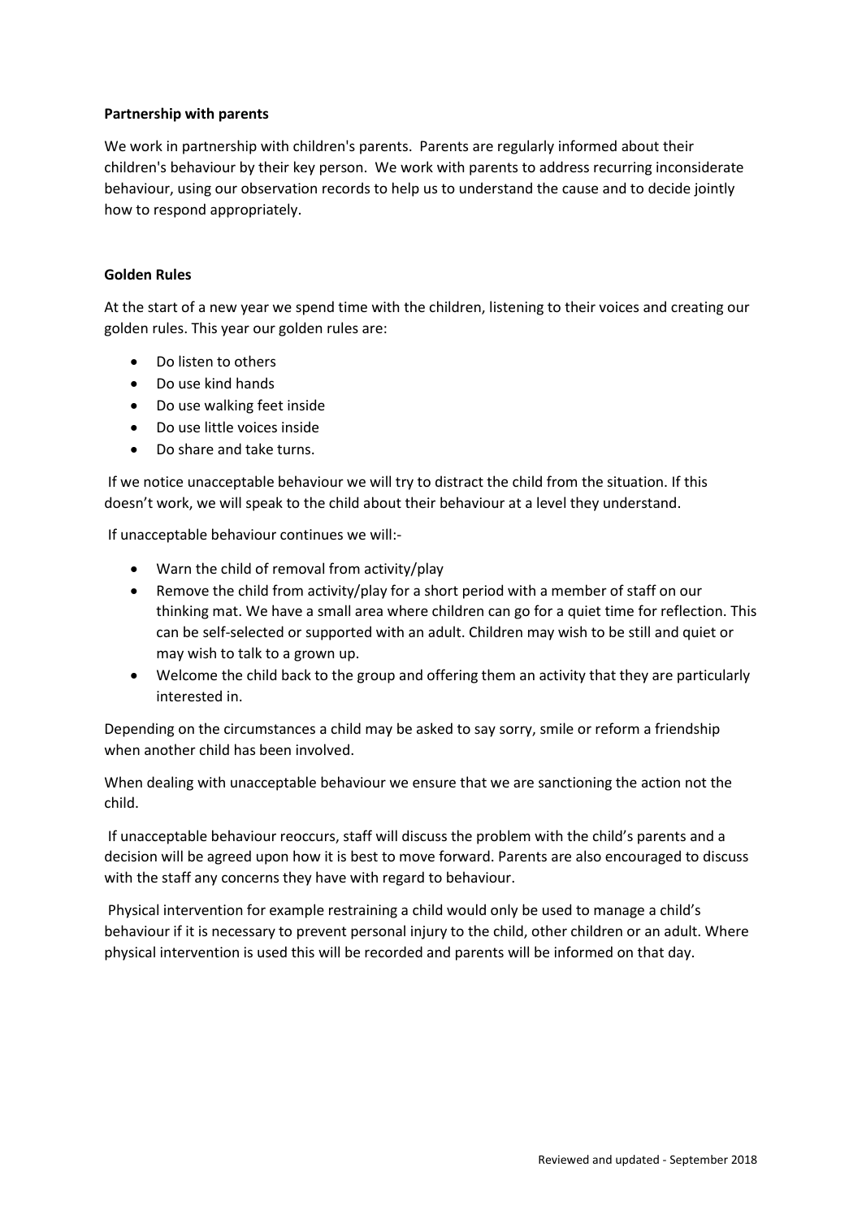**Partnership with parents**

We work in partnership with children's parents. Parents are regularly informed about their children's behaviour by their key person. We work with parents to address recurring inconsiderate behaviour, using our observation records to help us to understand the cause and to decide jointly how to respond appropriately.

**Golden Rules**

At the start of a new year we spend time with the children, listening to their voices and creating our golden rules. This year our golden rules are:

- Do listen to others
- Do use kind hands
- Do use walking feet inside
- Do use little voices inside
- Do share and take turns.

If we notice unacceptable behaviour we will try to distract the child from the situation. If this doesn't work, we will speak to the child about their behaviour at a level they understand.

If unacceptable behaviour continues we will:-

- Warn the child of removal from activity/play
- Remove the child from activity/play for a short period with a member of staff on our thinking mat. We have a small area where children can go for a quiet time for reflection. This can be self-selected or supported with an adult. Children may wish to be still and quiet or may wish to talk to a grown up.
- Welcome the child back to the group and offering them an activity that they are particularly interested in.

Depending on the circumstances a child may be asked to say sorry, smile or reform a friendship when another child has been involved.

When dealing with unacceptable behaviour we ensure that we are sanctioning the action not the child.

If unacceptable behaviour reoccurs, staff will discuss the problem with the child's parents and a decision will be agreed upon how it is best to move forward. Parents are also encouraged to discuss with the staff any concerns they have with regard to behaviour.

Physical intervention for example restraining a child would only be used to manage a child's behaviour if it is necessary to prevent personal injury to the child, other children or an adult. Where physical intervention is used this will be recorded and parents will be informed on that day.

Reviewed and updated - September 2018